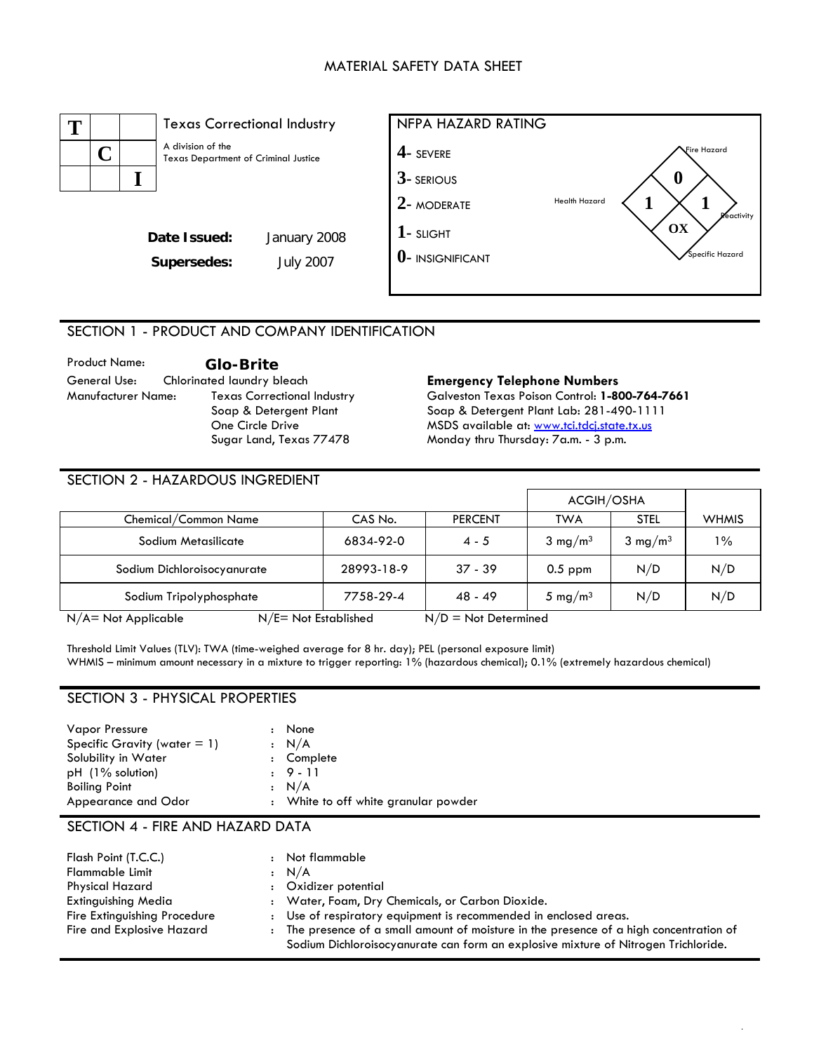# MATERIAL SAFETY DATA SHEET

**T C I**

Texas Correctional Industry
A division of the Texas Department of Criminal Justice

**Date Issued:** January 2008
**Supersedes:** July 2007

**NFPA HAZARD RATING**

- 4- SEVERE
- 3- SERIOUS
- 2- MODERATE
- 1- SLIGHT
- 0- INSIGNIFICANT

Fire Hazard: 0
Health Hazard: 1
Reactivity: 1
Specific Hazard: OX

## SECTION 1 - PRODUCT AND COMPANY IDENTIFICATION

Product Name: **Glo-Brite**
General Use: Chlorinated laundry bleach
Manufacturer Name: Texas Correctional Industry
Soap & Detergent Plant
One Circle Drive
Sugar Land, Texas 77478

**Emergency Telephone Numbers**
Galveston Texas Poison Control: **1-800-764-7661**
Soap & Detergent Plant Lab: 281-490-1111
MSDS available at: www.tci.tdcj.state.tx.us
Monday thru Thursday: 7a.m. - 3 p.m.

## SECTION 2 - HAZARDOUS INGREDIENT

| | | | ACGIH/OSHA | | |
|---|---|---|---|---|---|
| Chemical/Common Name | CAS No. | PERCENT | TWA | STEL | WHMIS |
| Sodium Metasilicate | 6834-92-0 | 4 - 5 | 3 $mg/m^3$ | 3 $mg/m^3$ | 1% |
| Sodium Dichloroisocyanurate | 28993-18-9 | 37 - 39 | 0.5 ppm | N/D | N/D |
| Sodium Tripolyphosphate | 7758-29-4 | 48 - 49 | 5 $mg/m^3$ | N/D | N/D |

N/A= Not Applicable N/E= Not Established N/D = Not Determined

Threshold Limit Values (TLV): TWA (time-weighed average for 8 hr. day); PEL (personal exposure limit)
WHMIS – minimum amount necessary in a mixture to trigger reporting: 1% (hazardous chemical); 0.1% (extremely hazardous chemical)

## SECTION 3 - PHYSICAL PROPERTIES

Vapor Pressure : None
Specific Gravity (water = 1) : N/A
Solubility in Water : Complete
pH (1% solution) : 9 - 11
Boiling Point : N/A
Appearance and Odor : White to off white granular powder

## SECTION 4 - FIRE AND HAZARD DATA

Flash Point (T.C.C.) : Not flammable
Flammable Limit : N/A
Physical Hazard : Oxidizer potential
Extinguishing Media : Water, Foam, Dry Chemicals, or Carbon Dioxide.
Fire Extinguishing Procedure : Use of respiratory equipment is recommended in enclosed areas.
Fire and Explosive Hazard : The presence of a small amount of moisture in the presence of a high concentration of Sodium Dichloroisocyanurate can form an explosive mixture of Nitrogen Trichloride.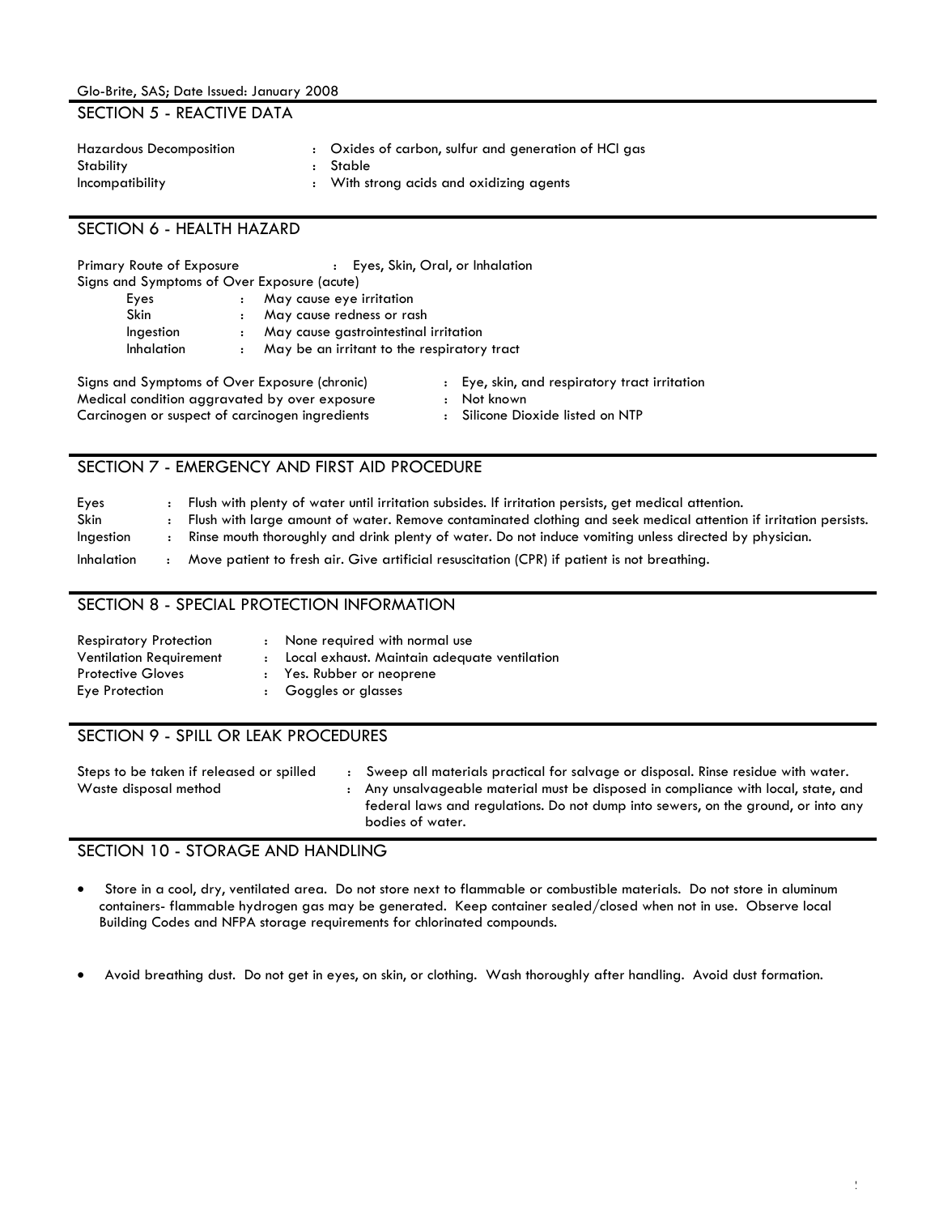## SECTION 5 - REACTIVE DATA

| | | |
|---|---|---|
| Hazardous Decomposition | : | Oxides of carbon, sulfur and generation of HCl gas |
| Stability | : | Stable |
| Incompatibility | : | With strong acids and oxidizing agents |

## SECTION 6 - HEALTH HAZARD

Primary Route of Exposure : Eyes, Skin, Oral, or Inhalation

Signs and Symptoms of Over Exposure (acute)

| | | |
|---|---|---|
| Eyes | : | May cause eye irritation |
| Skin | : | May cause redness or rash |
| Ingestion | : | May cause gastrointestinal irritation |
| Inhalation | : | May be an irritant to the respiratory tract |

| | | |
|---|---|---|
| Signs and Symptoms of Over Exposure (chronic) | : | Eye, skin, and respiratory tract irritation |
| Medical condition aggravated by over exposure | : | Not known |
| Carcinogen or suspect of carcinogen ingredients | : | Silicone Dioxide listed on NTP |

## SECTION 7 - EMERGENCY AND FIRST AID PROCEDURE

| | | |
|---|---|---|
| Eyes | : | Flush with plenty of water until irritation subsides. If irritation persists, get medical attention. |
| Skin | : | Flush with large amount of water. Remove contaminated clothing and seek medical attention if irritation persists. |
| Ingestion | : | Rinse mouth thoroughly and drink plenty of water. Do not induce vomiting unless directed by physician. |
| Inhalation | : | Move patient to fresh air. Give artificial resuscitation (CPR) if patient is not breathing. |

## SECTION 8 - SPECIAL PROTECTION INFORMATION

| | | |
|---|---|---|
| Respiratory Protection | : | None required with normal use |
| Ventilation Requirement | : | Local exhaust. Maintain adequate ventilation |
| Protective Gloves | : | Yes. Rubber or neoprene |
| Eye Protection | : | Goggles or glasses |

## SECTION 9 - SPILL OR LEAK PROCEDURES

| | | |
|---|---|---|
| Steps to be taken if released or spilled | : | Sweep all materials practical for salvage or disposal. Rinse residue with water. |
| Waste disposal method | : | Any unsalvageable material must be disposed in compliance with local, state, and federal laws and regulations. Do not dump into sewers, on the ground, or into any bodies of water. |

## SECTION 10 - STORAGE AND HANDLING

- Store in a cool, dry, ventilated area. Do not store next to flammable or combustible materials. Do not store in aluminum containers- flammable hydrogen gas may be generated. Keep container sealed/closed when not in use. Observe local Building Codes and NFPA storage requirements for chlorinated compounds.

- Avoid breathing dust. Do not get in eyes, on skin, or clothing. Wash thoroughly after handling. Avoid dust formation.